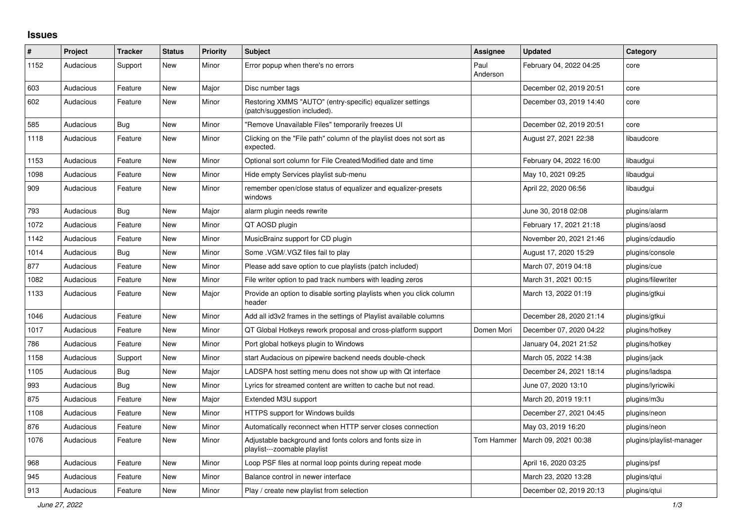## Issues

| # | Project | Tracker | Status | Priority | Subject | Assignee | Updated | Category |
|---|---|---|---|---|---|---|---|---|
| 1152 | Audacious | Support | New | Minor | Error popup when there's no errors | Paul Anderson | February 04, 2022 04:25 | core |
| 603 | Audacious | Feature | New | Major | Disc number tags | | December 02, 2019 20:51 | core |
| 602 | Audacious | Feature | New | Minor | Restoring XMMS "AUTO" (entry-specific) equalizer settings (patch/suggestion included). | | December 03, 2019 14:40 | core |
| 585 | Audacious | Bug | New | Minor | "Remove Unavailable Files" temporarily freezes UI | | December 02, 2019 20:51 | core |
| 1118 | Audacious | Feature | New | Minor | Clicking on the "File path" column of the playlist does not sort as expected. | | August 27, 2021 22:38 | libaudcore |
| 1153 | Audacious | Feature | New | Minor | Optional sort column for File Created/Modified date and time | | February 04, 2022 16:00 | libaudgui |
| 1098 | Audacious | Feature | New | Minor | Hide empty Services playlist sub-menu | | May 10, 2021 09:25 | libaudgui |
| 909 | Audacious | Feature | New | Minor | remember open/close status of equalizer and equalizer-presets windows | | April 22, 2020 06:56 | libaudgui |
| 793 | Audacious | Bug | New | Major | alarm plugin needs rewrite | | June 30, 2018 02:08 | plugins/alarm |
| 1072 | Audacious | Feature | New | Minor | QT AOSD plugin | | February 17, 2021 21:18 | plugins/aosd |
| 1142 | Audacious | Feature | New | Minor | MusicBrainz support for CD plugin | | November 20, 2021 21:46 | plugins/cdaudio |
| 1014 | Audacious | Bug | New | Minor | Some .VGM/.VGZ files fail to play | | August 17, 2020 15:29 | plugins/console |
| 877 | Audacious | Feature | New | Minor | Please add save option to cue playlists (patch included) | | March 07, 2019 04:18 | plugins/cue |
| 1082 | Audacious | Feature | New | Minor | File writer option to pad track numbers with leading zeros | | March 31, 2021 00:15 | plugins/filewriter |
| 1133 | Audacious | Feature | New | Major | Provide an option to disable sorting playlists when you click column header | | March 13, 2022 01:19 | plugins/gtkui |
| 1046 | Audacious | Feature | New | Minor | Add all id3v2 frames in the settings of Playlist available columns | | December 28, 2020 21:14 | plugins/gtkui |
| 1017 | Audacious | Feature | New | Minor | QT Global Hotkeys rework proposal and cross-platform support | Domen Mori | December 07, 2020 04:22 | plugins/hotkey |
| 786 | Audacious | Feature | New | Minor | Port global hotkeys plugin to Windows | | January 04, 2021 21:52 | plugins/hotkey |
| 1158 | Audacious | Support | New | Minor | start Audacious on pipewire backend needs double-check | | March 05, 2022 14:38 | plugins/jack |
| 1105 | Audacious | Bug | New | Major | LADSPA host setting menu does not show up with Qt interface | | December 24, 2021 18:14 | plugins/ladspa |
| 993 | Audacious | Bug | New | Minor | Lyrics for streamed content are written to cache but not read. | | June 07, 2020 13:10 | plugins/lyricwiki |
| 875 | Audacious | Feature | New | Major | Extended M3U support | | March 20, 2019 19:11 | plugins/m3u |
| 1108 | Audacious | Feature | New | Minor | HTTPS support for Windows builds | | December 27, 2021 04:45 | plugins/neon |
| 876 | Audacious | Feature | New | Minor | Automatically reconnect when HTTP server closes connection | | May 03, 2019 16:20 | plugins/neon |
| 1076 | Audacious | Feature | New | Minor | Adjustable background and fonts colors and fonts size in playlist---zoomable playlist | Tom Hammer | March 09, 2021 00:38 | plugins/playlist-manager |
| 968 | Audacious | Feature | New | Minor | Loop PSF files at normal loop points during repeat mode | | April 16, 2020 03:25 | plugins/psf |
| 945 | Audacious | Feature | New | Minor | Balance control in newer interface | | March 23, 2020 13:28 | plugins/qtui |
| 913 | Audacious | Feature | New | Minor | Play / create new playlist from selection | | December 02, 2019 20:13 | plugins/qtui |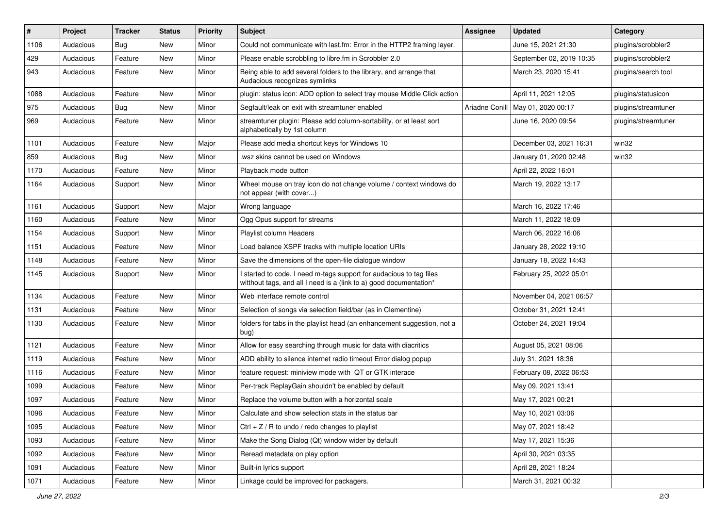| # | Project | Tracker | Status | Priority | Subject | Assignee | Updated | Category |
|---|---|---|---|---|---|---|---|---|
| 1106 | Audacious | Bug | New | Minor | Could not communicate with last.fm: Error in the HTTP2 framing layer. | | June 15, 2021 21:30 | plugins/scrobbler2 |
| 429 | Audacious | Feature | New | Minor | Please enable scrobbling to libre.fm in Scrobbler 2.0 | | September 02, 2019 10:35 | plugins/scrobbler2 |
| 943 | Audacious | Feature | New | Minor | Being able to add several folders to the library, and arrange that Audacious recognizes symlinks | | March 23, 2020 15:41 | plugins/search tool |
| 1088 | Audacious | Feature | New | Minor | plugin: status icon: ADD option to select tray mouse Middle Click action | | April 11, 2021 12:05 | plugins/statusicon |
| 975 | Audacious | Bug | New | Minor | Segfault/leak on exit with streamtuner enabled | Ariadne Conill | May 01, 2020 00:17 | plugins/streamtuner |
| 969 | Audacious | Feature | New | Minor | streamtuner plugin: Please add column-sortability, or at least sort alphabetically by 1st column | | June 16, 2020 09:54 | plugins/streamtuner |
| 1101 | Audacious | Feature | New | Major | Please add media shortcut keys for Windows 10 | | December 03, 2021 16:31 | win32 |
| 859 | Audacious | Bug | New | Minor | .wsz skins cannot be used on Windows | | January 01, 2020 02:48 | win32 |
| 1170 | Audacious | Feature | New | Minor | Playback mode button | | April 22, 2022 16:01 | |
| 1164 | Audacious | Support | New | Minor | Wheel mouse on tray icon do not change volume / context windows do not appear (with cover...) | | March 19, 2022 13:17 | |
| 1161 | Audacious | Support | New | Major | Wrong language | | March 16, 2022 17:46 | |
| 1160 | Audacious | Feature | New | Minor | Ogg Opus support for streams | | March 11, 2022 18:09 | |
| 1154 | Audacious | Support | New | Minor | Playlist column Headers | | March 06, 2022 16:06 | |
| 1151 | Audacious | Feature | New | Minor | Load balance XSPF tracks with multiple location URIs | | January 28, 2022 19:10 | |
| 1148 | Audacious | Feature | New | Minor | Save the dimensions of the open-file dialogue window | | January 18, 2022 14:43 | |
| 1145 | Audacious | Support | New | Minor | I started to code, I need m-tags support for audacious to tag files witthout tags, and all I need is a (link to a) good documentation* | | February 25, 2022 05:01 | |
| 1134 | Audacious | Feature | New | Minor | Web interface remote control | | November 04, 2021 06:57 | |
| 1131 | Audacious | Feature | New | Minor | Selection of songs via selection field/bar (as in Clementine) | | October 31, 2021 12:41 | |
| 1130 | Audacious | Feature | New | Minor | folders for tabs in the playlist head (an enhancement suggestion, not a bug) | | October 24, 2021 19:04 | |
| 1121 | Audacious | Feature | New | Minor | Allow for easy searching through music for data with diacritics | | August 05, 2021 08:06 | |
| 1119 | Audacious | Feature | New | Minor | ADD ability to silence internet radio timeout Error dialog popup | | July 31, 2021 18:36 | |
| 1116 | Audacious | Feature | New | Minor | feature request: miniview mode with QT or GTK interace | | February 08, 2022 06:53 | |
| 1099 | Audacious | Feature | New | Minor | Per-track ReplayGain shouldn't be enabled by default | | May 09, 2021 13:41 | |
| 1097 | Audacious | Feature | New | Minor | Replace the volume button with a horizontal scale | | May 17, 2021 00:21 | |
| 1096 | Audacious | Feature | New | Minor | Calculate and show selection stats in the status bar | | May 10, 2021 03:06 | |
| 1095 | Audacious | Feature | New | Minor | Ctrl + Z / R to undo / redo changes to playlist | | May 07, 2021 18:42 | |
| 1093 | Audacious | Feature | New | Minor | Make the Song Dialog (Qt) window wider by default | | May 17, 2021 15:36 | |
| 1092 | Audacious | Feature | New | Minor | Reread metadata on play option | | April 30, 2021 03:35 | |
| 1091 | Audacious | Feature | New | Minor | Built-in lyrics support | | April 28, 2021 18:24 | |
| 1071 | Audacious | Feature | New | Minor | Linkage could be improved for packagers. | | March 31, 2021 00:32 | |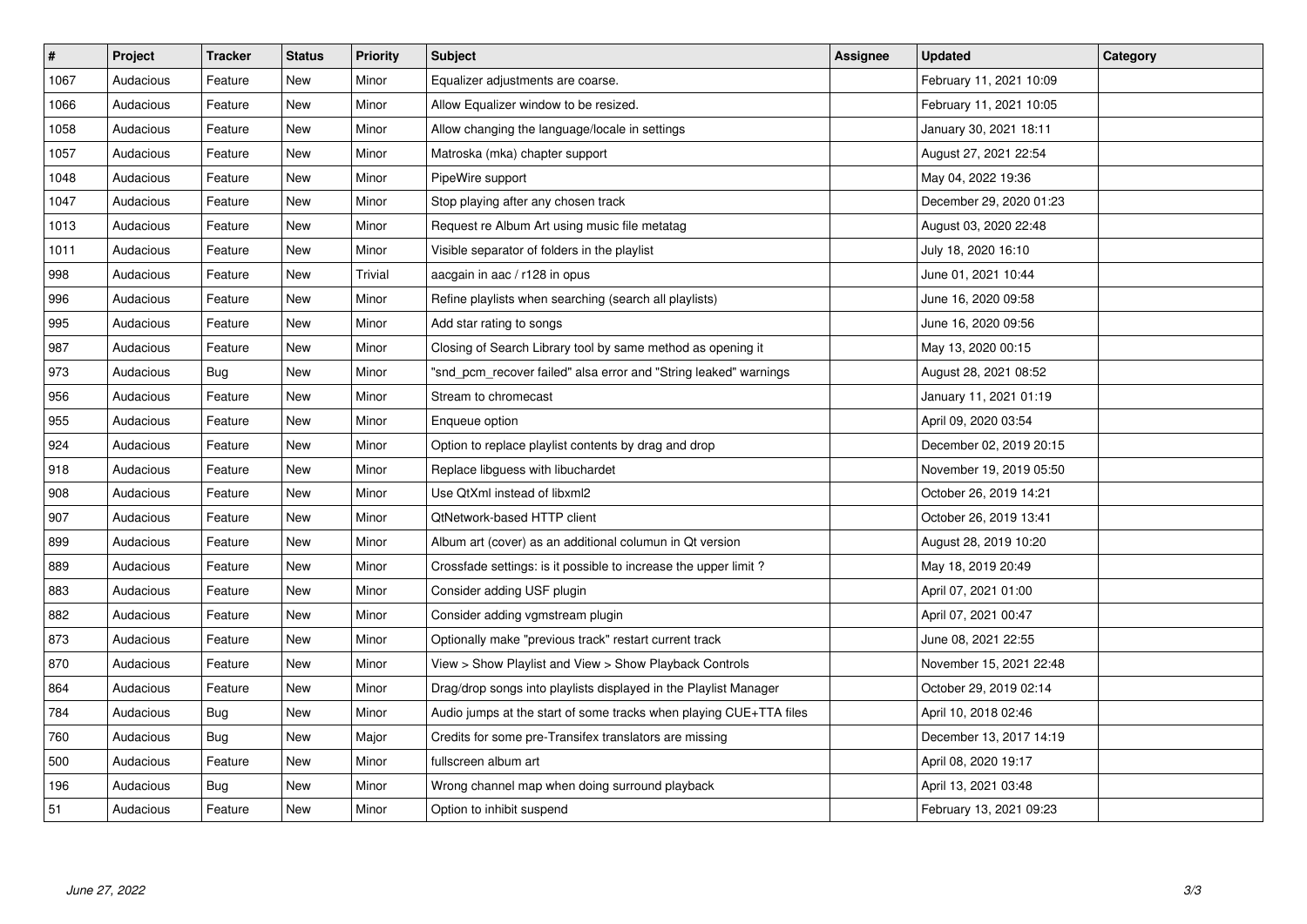| # | Project | Tracker | Status | Priority | Subject | Assignee | Updated | Category |
|---|---|---|---|---|---|---|---|---|
| 1067 | Audacious | Feature | New | Minor | Equalizer adjustments are coarse. | | February 11, 2021 10:09 | |
| 1066 | Audacious | Feature | New | Minor | Allow Equalizer window to be resized. | | February 11, 2021 10:05 | |
| 1058 | Audacious | Feature | New | Minor | Allow changing the language/locale in settings | | January 30, 2021 18:11 | |
| 1057 | Audacious | Feature | New | Minor | Matroska (mka) chapter support | | August 27, 2021 22:54 | |
| 1048 | Audacious | Feature | New | Minor | PipeWire support | | May 04, 2022 19:36 | |
| 1047 | Audacious | Feature | New | Minor | Stop playing after any chosen track | | December 29, 2020 01:23 | |
| 1013 | Audacious | Feature | New | Minor | Request re Album Art using music file metatag | | August 03, 2020 22:48 | |
| 1011 | Audacious | Feature | New | Minor | Visible separator of folders in the playlist | | July 18, 2020 16:10 | |
| 998 | Audacious | Feature | New | Trivial | aacgain in aac / r128 in opus | | June 01, 2021 10:44 | |
| 996 | Audacious | Feature | New | Minor | Refine playlists when searching (search all playlists) | | June 16, 2020 09:58 | |
| 995 | Audacious | Feature | New | Minor | Add star rating to songs | | June 16, 2020 09:56 | |
| 987 | Audacious | Feature | New | Minor | Closing of Search Library tool by same method as opening it | | May 13, 2020 00:15 | |
| 973 | Audacious | Bug | New | Minor | "snd_pcm_recover failed" alsa error and "String leaked" warnings | | August 28, 2021 08:52 | |
| 956 | Audacious | Feature | New | Minor | Stream to chromecast | | January 11, 2021 01:19 | |
| 955 | Audacious | Feature | New | Minor | Enqueue option | | April 09, 2020 03:54 | |
| 924 | Audacious | Feature | New | Minor | Option to replace playlist contents by drag and drop | | December 02, 2019 20:15 | |
| 918 | Audacious | Feature | New | Minor | Replace libguess with libuchardet | | November 19, 2019 05:50 | |
| 908 | Audacious | Feature | New | Minor | Use QtXml instead of libxml2 | | October 26, 2019 14:21 | |
| 907 | Audacious | Feature | New | Minor | QtNetwork-based HTTP client | | October 26, 2019 13:41 | |
| 899 | Audacious | Feature | New | Minor | Album art (cover) as an additional columun in Qt version | | August 28, 2019 10:20 | |
| 889 | Audacious | Feature | New | Minor | Crossfade settings: is it possible to increase the upper limit ? | | May 18, 2019 20:49 | |
| 883 | Audacious | Feature | New | Minor | Consider adding USF plugin | | April 07, 2021 01:00 | |
| 882 | Audacious | Feature | New | Minor | Consider adding vgmstream plugin | | April 07, 2021 00:47 | |
| 873 | Audacious | Feature | New | Minor | Optionally make "previous track" restart current track | | June 08, 2021 22:55 | |
| 870 | Audacious | Feature | New | Minor | View > Show Playlist and View > Show Playback Controls | | November 15, 2021 22:48 | |
| 864 | Audacious | Feature | New | Minor | Drag/drop songs into playlists displayed in the Playlist Manager | | October 29, 2019 02:14 | |
| 784 | Audacious | Bug | New | Minor | Audio jumps at the start of some tracks when playing CUE+TTA files | | April 10, 2018 02:46 | |
| 760 | Audacious | Bug | New | Major | Credits for some pre-Transifex translators are missing | | December 13, 2017 14:19 | |
| 500 | Audacious | Feature | New | Minor | fullscreen album art | | April 08, 2020 19:17 | |
| 196 | Audacious | Bug | New | Minor | Wrong channel map when doing surround playback | | April 13, 2021 03:48 | |
| 51 | Audacious | Feature | New | Minor | Option to inhibit suspend | | February 13, 2021 09:23 | |

*June 27, 2022*